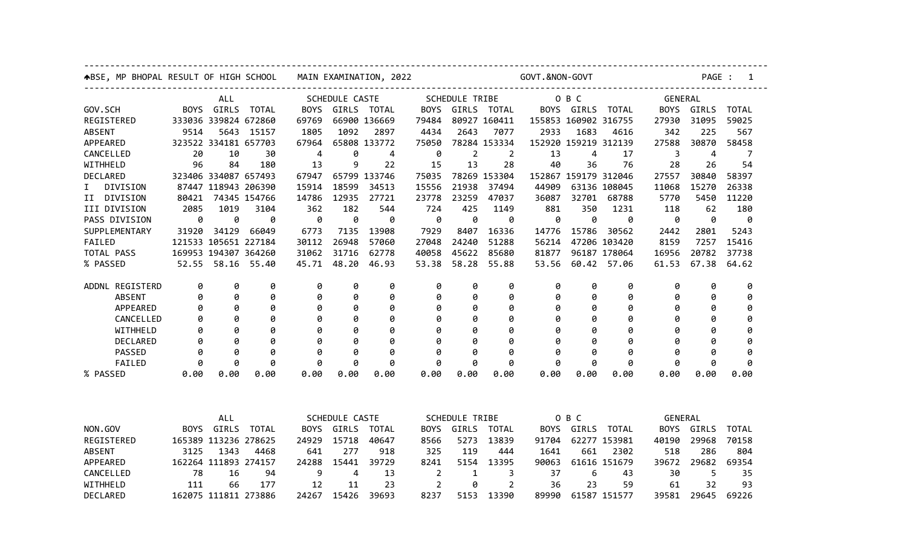BSE, MP BHOPAL RESULT OF HIGH SCHOOL MAIN EXAMINATION, 2022 GOVT.&NON-GOVT

| GOV.SCH | ALL | | | SCHEDULE CASTE | | | SCHEDULE TRIBE | | | O B C | | | GENERAL | | |
|---|---|---|---|---|---|---|---|---|---|---|---|---|---|---|---|
| | BOYS | GIRLS | TOTAL | BOYS | GIRLS | TOTAL | BOYS | GIRLS | TOTAL | BOYS | GIRLS | TOTAL | BOYS | GIRLS | TOTAL |
| REGISTERED | 333036 | 339824 | 672860 | 69769 | 66900 | 136669 | 79484 | 80927 | 160411 | 155853 | 160902 | 316755 | 27930 | 31095 | 59025 |
| ABSENT | 9514 | 5643 | 15157 | 1805 | 1092 | 2897 | 4434 | 2643 | 7077 | 2933 | 1683 | 4616 | 342 | 225 | 567 |
| APPEARED | 323522 | 334181 | 657703 | 67964 | 65808 | 133772 | 75050 | 78284 | 153334 | 152920 | 159219 | 312139 | 27588 | 30870 | 58458 |
| CANCELLED | 20 | 10 | 30 | 4 | 0 | 4 | 0 | 2 | 2 | 13 | 4 | 17 | 3 | 4 | 7 |
| WITHHELD | 96 | 84 | 180 | 13 | 9 | 22 | 15 | 13 | 28 | 40 | 36 | 76 | 28 | 26 | 54 |
| DECLARED | 323406 | 334087 | 657493 | 67947 | 65799 | 133746 | 75035 | 78269 | 153304 | 152867 | 159179 | 312046 | 27557 | 30840 | 58397 |
| I DIVISION | 87447 | 118943 | 206390 | 15914 | 18599 | 34513 | 15556 | 21938 | 37494 | 44909 | 63136 | 108045 | 11068 | 15270 | 26338 |
| II DIVISION | 80421 | 74345 | 154766 | 14786 | 12935 | 27721 | 23778 | 23259 | 47037 | 36087 | 32701 | 68788 | 5770 | 5450 | 11220 |
| III DIVISION | 2085 | 1019 | 3104 | 362 | 182 | 544 | 724 | 425 | 1149 | 881 | 350 | 1231 | 118 | 62 | 180 |
| PASS DIVISION | 0 | 0 | 0 | 0 | 0 | 0 | 0 | 0 | 0 | 0 | 0 | 0 | 0 | 0 | 0 |
| SUPPLEMENTARY | 31920 | 34129 | 66049 | 6773 | 7135 | 13908 | 7929 | 8407 | 16336 | 14776 | 15786 | 30562 | 2442 | 2801 | 5243 |
| FAILED | 121533 | 105651 | 227184 | 30112 | 26948 | 57060 | 27048 | 24240 | 51288 | 56214 | 47206 | 103420 | 8159 | 7257 | 15416 |
| TOTAL PASS | 169953 | 194307 | 364260 | 31062 | 31716 | 62778 | 40058 | 45622 | 85680 | 81877 | 96187 | 178064 | 16956 | 20782 | 37738 |
| % PASSED | 52.55 | 58.16 | 55.40 | 45.71 | 48.20 | 46.93 | 53.38 | 58.28 | 55.88 | 53.56 | 60.42 | 57.06 | 61.53 | 67.38 | 64.62 |
| ADDNL REGISTERD | 0 | 0 | 0 | 0 | 0 | 0 | 0 | 0 | 0 | 0 | 0 | 0 | 0 | 0 | 0 |
| ABSENT | 0 | 0 | 0 | 0 | 0 | 0 | 0 | 0 | 0 | 0 | 0 | 0 | 0 | 0 | 0 |
| APPEARED | 0 | 0 | 0 | 0 | 0 | 0 | 0 | 0 | 0 | 0 | 0 | 0 | 0 | 0 | 0 |
| CANCELLED | 0 | 0 | 0 | 0 | 0 | 0 | 0 | 0 | 0 | 0 | 0 | 0 | 0 | 0 | 0 |
| WITHHELD | 0 | 0 | 0 | 0 | 0 | 0 | 0 | 0 | 0 | 0 | 0 | 0 | 0 | 0 | 0 |
| DECLARED | 0 | 0 | 0 | 0 | 0 | 0 | 0 | 0 | 0 | 0 | 0 | 0 | 0 | 0 | 0 |
| PASSED | 0 | 0 | 0 | 0 | 0 | 0 | 0 | 0 | 0 | 0 | 0 | 0 | 0 | 0 | 0 |
| FAILED | 0 | 0 | 0 | 0 | 0 | 0 | 0 | 0 | 0 | 0 | 0 | 0 | 0 | 0 | 0 |
| % PASSED | 0.00 | 0.00 | 0.00 | 0.00 | 0.00 | 0.00 | 0.00 | 0.00 | 0.00 | 0.00 | 0.00 | 0.00 | 0.00 | 0.00 | 0.00 |

| NON.GOV | ALL | | | SCHEDULE CASTE | | | SCHEDULE TRIBE | | | O B C | | | GENERAL | | |
|---|---|---|---|---|---|---|---|---|---|---|---|---|---|---|---|
| | BOYS | GIRLS | TOTAL | BOYS | GIRLS | TOTAL | BOYS | GIRLS | TOTAL | BOYS | GIRLS | TOTAL | BOYS | GIRLS | TOTAL |
| REGISTERED | 165389 | 113236 | 278625 | 24929 | 15718 | 40647 | 8566 | 5273 | 13839 | 91704 | 62277 | 153981 | 40190 | 29968 | 70158 |
| ABSENT | 3125 | 1343 | 4468 | 641 | 277 | 918 | 325 | 119 | 444 | 1641 | 661 | 2302 | 518 | 286 | 804 |
| APPEARED | 162264 | 111893 | 274157 | 24288 | 15441 | 39729 | 8241 | 5154 | 13395 | 90063 | 61616 | 151679 | 39672 | 29682 | 69354 |
| CANCELLED | 78 | 16 | 94 | 9 | 4 | 13 | 2 | 1 | 3 | 37 | 6 | 43 | 30 | 5 | 35 |
| WITHHELD | 111 | 66 | 177 | 12 | 11 | 23 | 2 | 0 | 2 | 36 | 23 | 59 | 61 | 32 | 93 |
| DECLARED | 162075 | 111811 | 273886 | 24267 | 15426 | 39693 | 8237 | 5153 | 13390 | 89990 | 61587 | 151577 | 39581 | 29645 | 69226 |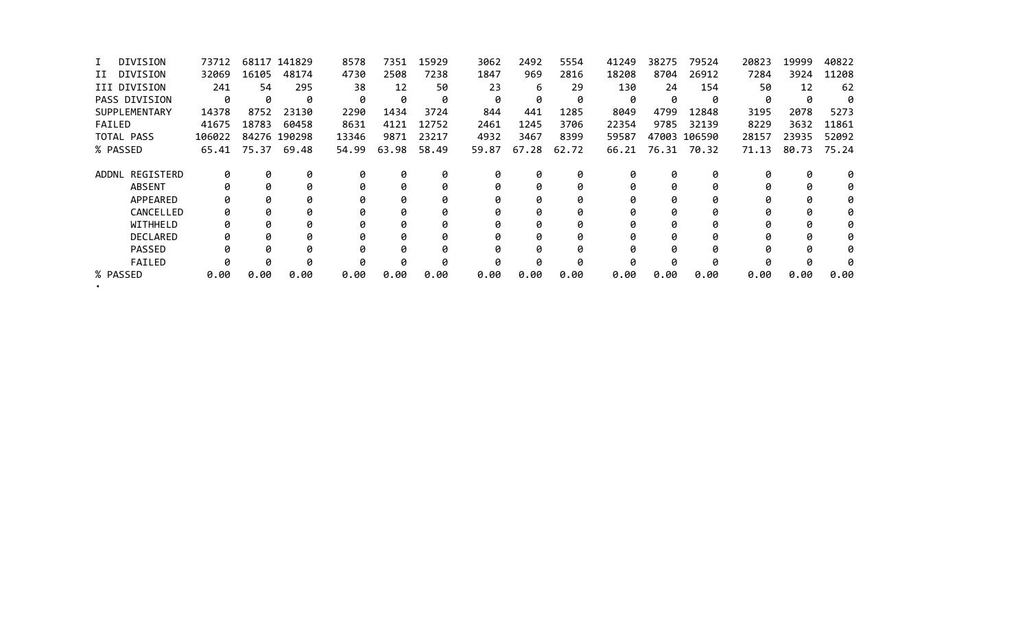| | | | | | | | | | | | | | | | |
|---|---|---|---|---|---|---|---|---|---|---|---|---|---|---|---|
| I DIVISION | 73712 | 68117 | 141829 | 8578 | 7351 | 15929 | 3062 | 2492 | 5554 | 41249 | 38275 | 79524 | 20823 | 19999 | 40822 |
| II DIVISION | 32069 | 16105 | 48174 | 4730 | 2508 | 7238 | 1847 | 969 | 2816 | 18208 | 8704 | 26912 | 7284 | 3924 | 11208 |
| III DIVISION | 241 | 54 | 295 | 38 | 12 | 50 | 23 | 6 | 29 | 130 | 24 | 154 | 50 | 12 | 62 |
| PASS DIVISION | 0 | 0 | 0 | 0 | 0 | 0 | 0 | 0 | 0 | 0 | 0 | 0 | 0 | 0 | 0 |
| SUPPLEMENTARY | 14378 | 8752 | 23130 | 2290 | 1434 | 3724 | 844 | 441 | 1285 | 8049 | 4799 | 12848 | 3195 | 2078 | 5273 |
| FAILED | 41675 | 18783 | 60458 | 8631 | 4121 | 12752 | 2461 | 1245 | 3706 | 22354 | 9785 | 32139 | 8229 | 3632 | 11861 |
| TOTAL PASS | 106022 | 84276 | 190298 | 13346 | 9871 | 23217 | 4932 | 3467 | 8399 | 59587 | 47003 | 106590 | 28157 | 23935 | 52092 |
| % PASSED | 65.41 | 75.37 | 69.48 | 54.99 | 63.98 | 58.49 | 59.87 | 67.28 | 62.72 | 66.21 | 76.31 | 70.32 | 71.13 | 80.73 | 75.24 |
| ADDNL REGISTERD | 0 | 0 | 0 | 0 | 0 | 0 | 0 | 0 | 0 | 0 | 0 | 0 | 0 | 0 | 0 |
| ABSENT | 0 | 0 | 0 | 0 | 0 | 0 | 0 | 0 | 0 | 0 | 0 | 0 | 0 | 0 | 0 |
| APPEARED | 0 | 0 | 0 | 0 | 0 | 0 | 0 | 0 | 0 | 0 | 0 | 0 | 0 | 0 | 0 |
| CANCELLED | 0 | 0 | 0 | 0 | 0 | 0 | 0 | 0 | 0 | 0 | 0 | 0 | 0 | 0 | 0 |
| WITHHELD | 0 | 0 | 0 | 0 | 0 | 0 | 0 | 0 | 0 | 0 | 0 | 0 | 0 | 0 | 0 |
| DECLARED | 0 | 0 | 0 | 0 | 0 | 0 | 0 | 0 | 0 | 0 | 0 | 0 | 0 | 0 | 0 |
| PASSED | 0 | 0 | 0 | 0 | 0 | 0 | 0 | 0 | 0 | 0 | 0 | 0 | 0 | 0 | 0 |
| FAILED | 0 | 0 | 0 | 0 | 0 | 0 | 0 | 0 | 0 | 0 | 0 | 0 | 0 | 0 | 0 |
| % PASSED | 0.00 | 0.00 | 0.00 | 0.00 | 0.00 | 0.00 | 0.00 | 0.00 | 0.00 | 0.00 | 0.00 | 0.00 | 0.00 | 0.00 | 0.00 |